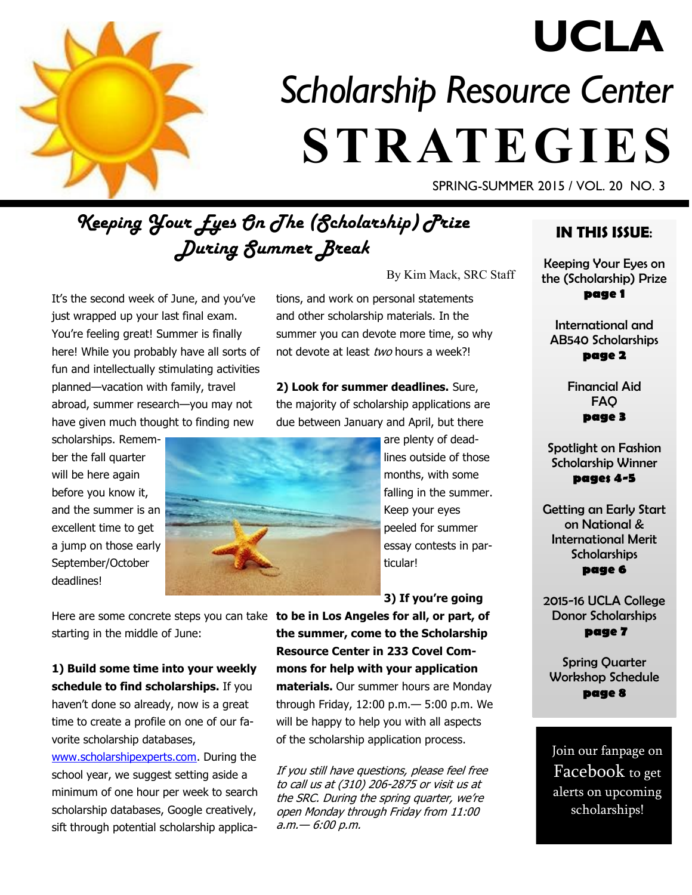# UCLA

## Scholarship Resource Center

# STRATEGIES

SPRING-SUMMER 2015 / VOL. 20 NO. 3

## *Keeping Your Eyes On The (Scholarship) Prize During Summer Break*

By Kim Mack, SRC Staff

It's the second week of June, and you've just wrapped up your last final exam. You're feeling great! Summer is finally here! While you probably have all sorts of fun and intellectually stimulating activities planned—vacation with family, travel abroad, summer research—you may not have given much thought to finding new scholarships. Remember the fall quarter will be here again before you know it, and the summer is an excellent time to get a jump on those early September/October deadlines!

Here are some concrete steps you can take starting in the middle of June:

**1) Build some time into your weekly schedule to find scholarships.** If you haven't done so already, now is a great time to create a profile on one of our favorite scholarship databases, www.scholarshipexperts.com. During the school year, we suggest setting aside a minimum of one hour per week to search scholarship databases, Google creatively, sift through potential scholarship applications, and work on personal statements and other scholarship materials. In the summer you can devote more time, so why not devote at least *two* hours a week?!

**2) Look for summer deadlines.** Sure, the majority of scholarship applications are due between January and April, but there are plenty of deadlines outside of those months, with some falling in the summer. Keep your eyes peeled for summer essay contests in particular!

**3) If you're going to be in Los Angeles for all, or part, of the summer, come to the Scholarship Resource Center in 233 Covel Commons for help with your application materials.** Our summer hours are Monday through Friday, 12:00 p.m.— 5:00 p.m. We will be happy to help you with all aspects of the scholarship application process.

*If you still have questions, please feel free to call us at (310) 206-2875 or visit us at the SRC. During the spring quarter, we're open Monday through Friday from 11:00 a.m.— 6:00 p.m.*

### IN THIS ISSUE:

Keeping Your Eyes on the (Scholarship) Prize **page 1**

International and AB540 Scholarships **page 2**

Financial Aid FAQ **page 3**

Spotlight on Fashion Scholarship Winner **pages 4-5**

Getting an Early Start on National & International Merit Scholarships **page 6**

2015-16 UCLA College Donor Scholarships **page 7**

Spring Quarter Workshop Schedule **page 8**

Join our fanpage on Facebook to get alerts on upcoming scholarships!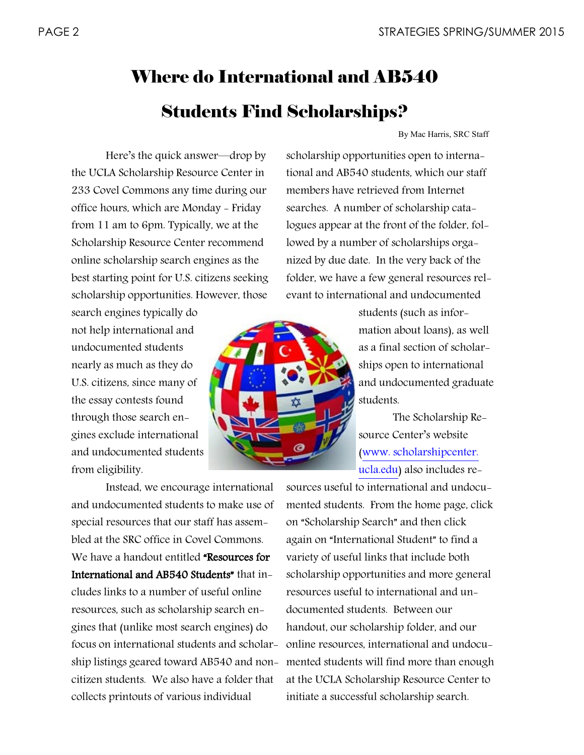# Where do International and AB540 Students Find Scholarships?

By Mac Harris, SRC Staff

Here's the quick answer—drop by the UCLA Scholarship Resource Center in 233 Covel Commons any time during our office hours, which are Monday - Friday from 11 am to 6pm. Typically, we at the Scholarship Resource Center recommend online scholarship search engines as the best starting point for U.S. citizens seeking scholarship opportunities. However, those search engines typically do not help international and undocumented students nearly as much as they do U.S. citizens, since many of the essay contests found through those search engines exclude international and undocumented students from eligibility.

Instead, we encourage international and undocumented students to make use of special resources that our staff has assembled at the SRC office in Covel Commons. We have a handout entitled **"Resources for International and AB540 Students"** that includes links to a number of useful online resources, such as scholarship search engines that (unlike most search engines) do focus on international students and scholarship listings geared toward AB540 and non-citizen students. We also have a folder that collects printouts of various individual scholarship opportunities open to international and AB540 students, which our staff members have retrieved from Internet searches. A number of scholarship catalogues appear at the front of the folder, followed by a number of scholarships organized by due date. In the very back of the folder, we have a few general resources relevant to international and undocumented students (such as information about loans), as well as a final section of scholarships open to international and undocumented graduate students.

The Scholarship Resource Center's website (www. scholarshipcenter. ucla.edu) also includes resources useful to international and undocumented students. From the home page, click on "Scholarship Search" and then click again on "International Student" to find a variety of useful links that include both scholarship opportunities and more general resources useful to international and undocumented students. Between our handout, our scholarship folder, and our online resources, international and undocumented students will find more than enough at the UCLA Scholarship Resource Center to initiate a successful scholarship search.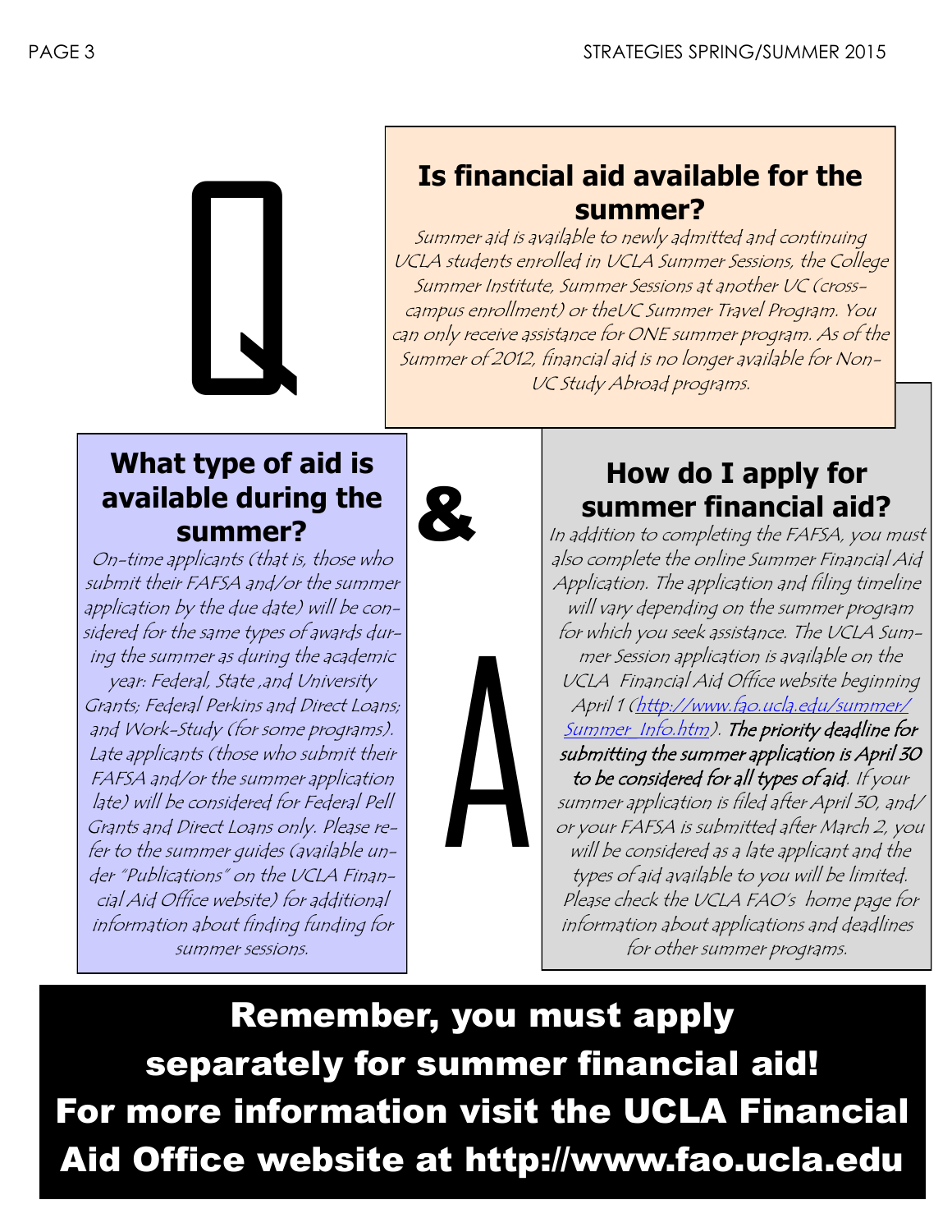# Q & A

## Is financial aid available for the summer?

*Summer aid is available to newly admitted and continuing UCLA students enrolled in UCLA Summer Sessions, the College Summer Institute, Summer Sessions at another UC (cross-campus enrollment) or theUC Summer Travel Program. You can only receive assistance for ONE summer program. As of the Summer of 2012, financial aid is no longer available for Non-UC Study Abroad programs.*

## What type of aid is available during the summer?

*On-time applicants (that is, those who submit their FAFSA and/or the summer application by the due date) will be considered for the same types of awards during the summer as during the academic year: Federal, State ,and University Grants; Federal Perkins and Direct Loans; and Work-Study (for some programs). Late applicants (those who submit their FAFSA and/or the summer application late) will be considered for Federal Pell Grants and Direct Loans only. Please refer to the summer guides (available under "Publications" on the UCLA Financial Aid Office website) for additional information about finding funding for summer sessions.*

## How do I apply for summer financial aid?

*In addition to completing the FAFSA, you must also complete the online Summer Financial Aid Application. The application and filing timeline will vary depending on the summer program for which you seek assistance. The UCLA Summer Session application is available on the UCLA Financial Aid Office website beginning April 1 (http://www.fao.ucla.edu/summer/Summer_Info.htm).* ***The priority deadline for submitting the summer application is April 30 to be considered for all types of aid****. If your summer application is filed after April 30, and/or your FAFSA is submitted after March 2, you will be considered as a late applicant and the types of aid available to you will be limited. Please check the UCLA FAO's home page for information about applications and deadlines for other summer programs.*

**Remember, you must apply separately for summer financial aid! For more information visit the UCLA Financial Aid Office website at http://www.fao.ucla.edu**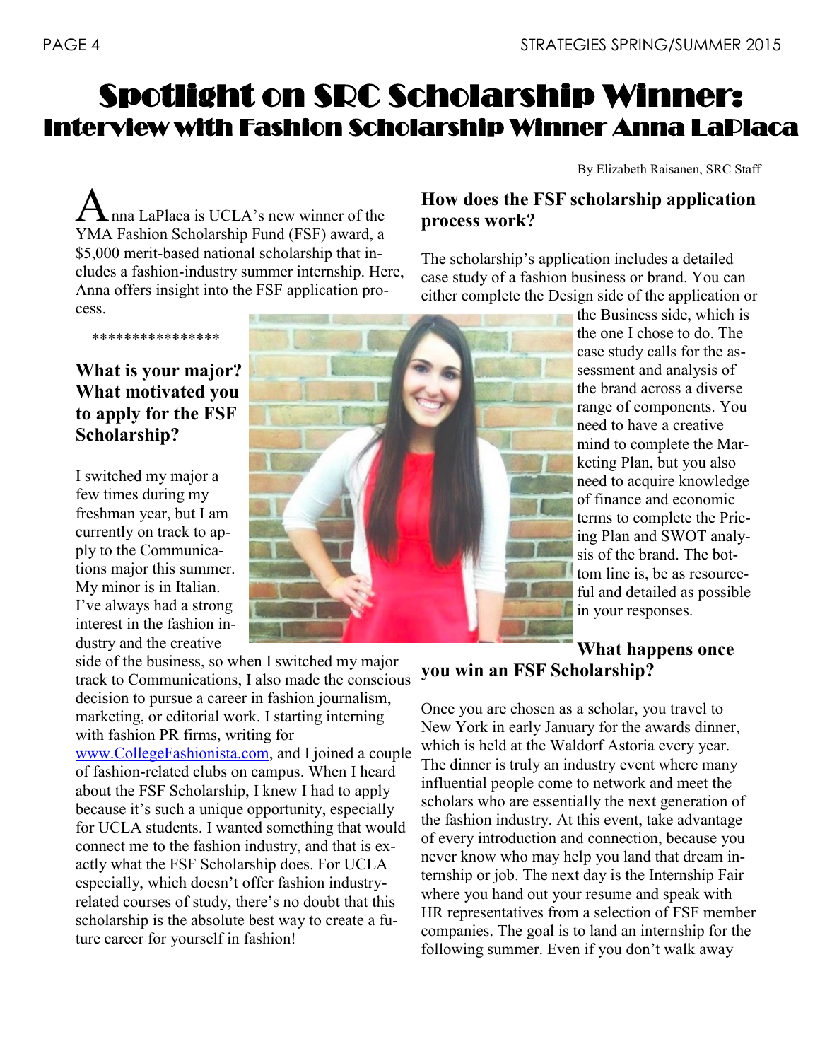# Spotlight on SRC Scholarship Winner:

## Interview with Fashion Scholarship Winner Anna LaPlaca

By Elizabeth Raisanen, SRC Staff

Anna LaPlaca is UCLA's new winner of the YMA Fashion Scholarship Fund (FSF) award, a $5,000 merit-based national scholarship that includes a fashion-industry summer internship. Here, Anna offers insight into the FSF application process.

****************

### What is your major? What motivated you to apply for the FSF Scholarship?

I switched my major a few times during my freshman year, but I am currently on track to apply to the Communications major this summer. My minor is in Italian. I've always had a strong interest in the fashion industry and the creative side of the business, so when I switched my major track to Communications, I also made the conscious decision to pursue a career in fashion journalism, marketing, or editorial work. I starting interning with fashion PR firms, writing for [www.CollegeFashionista.com](http://www.CollegeFashionista.com), and I joined a couple of fashion-related clubs on campus. When I heard about the FSF Scholarship, I knew I had to apply because it's such a unique opportunity, especially for UCLA students. I wanted something that would connect me to the fashion industry, and that is exactly what the FSF Scholarship does. For UCLA especially, which doesn't offer fashion industry-related courses of study, there's no doubt that this scholarship is the absolute best way to create a future career for yourself in fashion!

### How does the FSF scholarship application process work?

The scholarship's application includes a detailed case study of a fashion business or brand. You can either complete the Design side of the application or the Business side, which is the one I chose to do. The case study calls for the assessment and analysis of the brand across a diverse range of components. You need to have a creative mind to complete the Marketing Plan, but you also need to acquire knowledge of finance and economic terms to complete the Pricing Plan and SWOT analysis of the brand. The bottom line is, be as resourceful and detailed as possible in your responses.

### What happens once you win an FSF Scholarship?

Once you are chosen as a scholar, you travel to New York in early January for the awards dinner, which is held at the Waldorf Astoria every year. The dinner is truly an industry event where many influential people come to network and meet the scholars who are essentially the next generation of the fashion industry. At this event, take advantage of every introduction and connection, because you never know who may help you land that dream internship or job. The next day is the Internship Fair where you hand out your resume and speak with HR representatives from a selection of FSF member companies. The goal is to land an internship for the following summer. Even if you don't walk away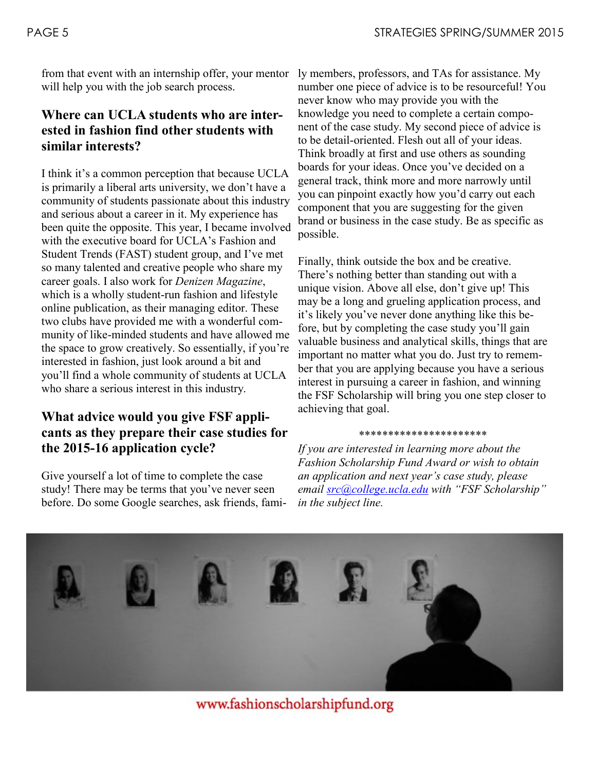from that event with an internship offer, your mentor will help you with the job search process.

### Where can UCLA students who are interested in fashion find other students with similar interests?

I think it's a common perception that because UCLA is primarily a liberal arts university, we don't have a community of students passionate about this industry and serious about a career in it. My experience has been quite the opposite. This year, I became involved with the executive board for UCLA's Fashion and Student Trends (FAST) student group, and I've met so many talented and creative people who share my career goals. I also work for *Denizen Magazine*, which is a wholly student-run fashion and lifestyle online publication, as their managing editor. These two clubs have provided me with a wonderful community of like-minded students and have allowed me the space to grow creatively. So essentially, if you're interested in fashion, just look around a bit and you'll find a whole community of students at UCLA who share a serious interest in this industry.

### What advice would you give FSF applicants as they prepare their case studies for the 2015-16 application cycle?

Give yourself a lot of time to complete the case study! There may be terms that you've never seen before. Do some Google searches, ask friends, family members, professors, and TAs for assistance. My number one piece of advice is to be resourceful! You never know who may provide you with the knowledge you need to complete a certain component of the case study. My second piece of advice is to be detail-oriented. Flesh out all of your ideas. Think broadly at first and use others as sounding boards for your ideas. Once you've decided on a general track, think more and more narrowly until you can pinpoint exactly how you'd carry out each component that you are suggesting for the given brand or business in the case study. Be as specific as possible.

Finally, think outside the box and be creative. There's nothing better than standing out with a unique vision. Above all else, don't give up! This may be a long and grueling application process, and it's likely you've never done anything like this before, but by completing the case study you'll gain valuable business and analytical skills, things that are important no matter what you do. Just try to remember that you are applying because you have a serious interest in pursuing a career in fashion, and winning the FSF Scholarship will bring you one step closer to achieving that goal.

**********************

*If you are interested in learning more about the Fashion Scholarship Fund Award or wish to obtain an application and next year's case study, please email [src@college.ucla.edu](mailto:src@college.ucla.edu) with "FSF Scholarship" in the subject line.*

www.fashionscholarshipfund.org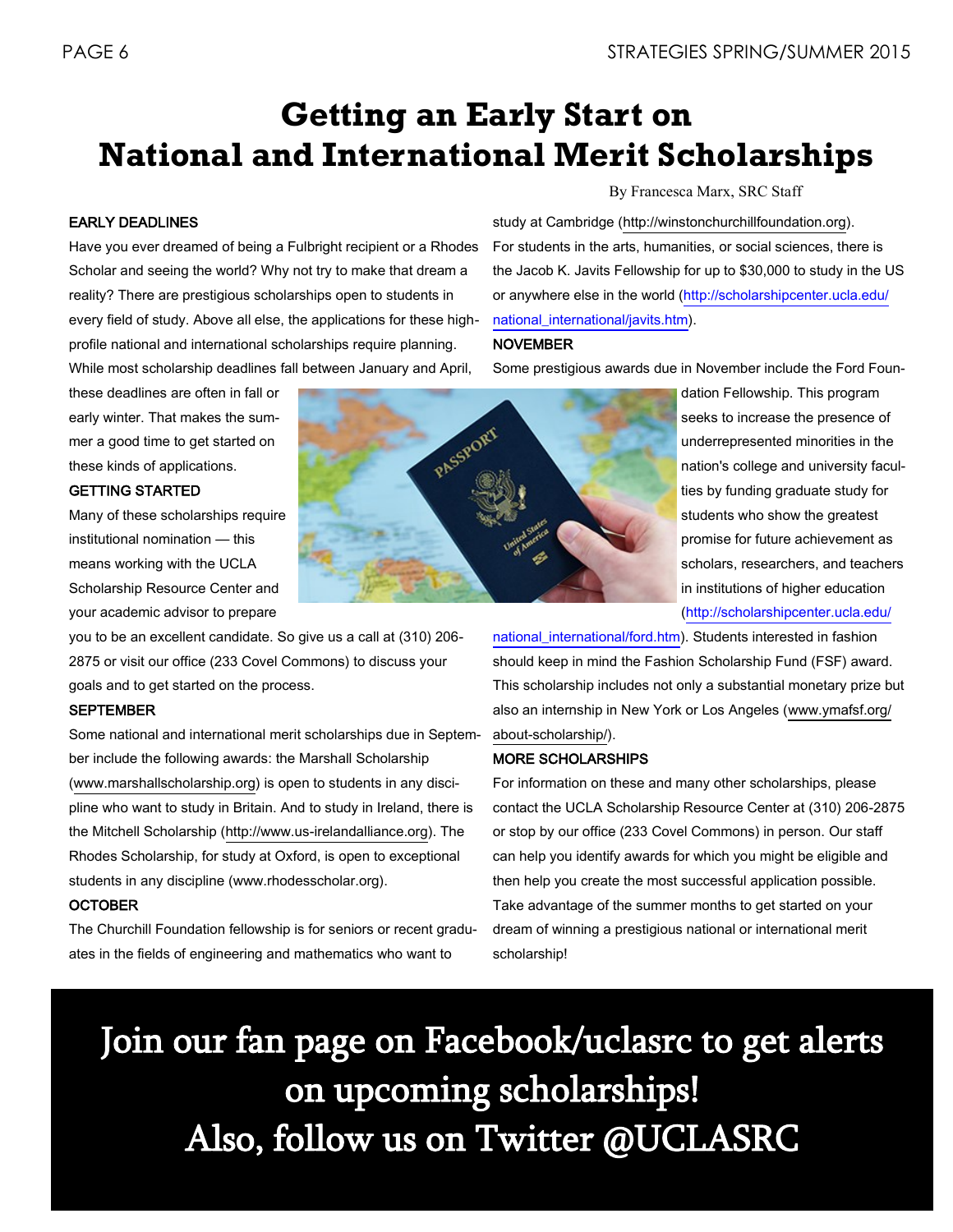# Getting an Early Start on National and International Merit Scholarships

By Francesca Marx, SRC Staff

### EARLY DEADLINES

Have you ever dreamed of being a Fulbright recipient or a Rhodes Scholar and seeing the world? Why not try to make that dream a reality? There are prestigious scholarships open to students in every field of study. Above all else, the applications for these high-profile national and international scholarships require planning. While most scholarship deadlines fall between January and April, these deadlines are often in fall or early winter. That makes the summer a good time to get started on these kinds of applications.

### GETTING STARTED

Many of these scholarships require institutional nomination — this means working with the UCLA Scholarship Resource Center and your academic advisor to prepare you to be an excellent candidate. So give us a call at (310) 206-2875 or visit our office (233 Covel Commons) to discuss your goals and to get started on the process.

### SEPTEMBER

Some national and international merit scholarships due in September include the following awards: the Marshall Scholarship (www.marshallscholarship.org) is open to students in any discipline who want to study in Britain. And to study in Ireland, there is the Mitchell Scholarship (http://www.us-irelandalliance.org). The Rhodes Scholarship, for study at Oxford, is open to exceptional students in any discipline (www.rhodesscholar.org).

### OCTOBER

The Churchill Foundation fellowship is for seniors or recent graduates in the fields of engineering and mathematics who want to study at Cambridge (http://winstonchurchillfoundation.org). For students in the arts, humanities, or social sciences, there is the Jacob K. Javits Fellowship for up to $30,000 to study in the US or anywhere else in the world (http://scholarshipcenter.ucla.edu/national_international/javits.htm).

### NOVEMBER

Some prestigious awards due in November include the Ford Foundation Fellowship. This program seeks to increase the presence of underrepresented minorities in the nation's college and university faculties by funding graduate study for students who show the greatest promise for future achievement as scholars, researchers, and teachers in institutions of higher education (http://scholarshipcenter.ucla.edu/national_international/ford.htm). Students interested in fashion should keep in mind the Fashion Scholarship Fund (FSF) award. This scholarship includes not only a substantial monetary prize but also an internship in New York or Los Angeles (www.ymafsf.org/about-scholarship/).

### MORE SCHOLARSHIPS

For information on these and many other scholarships, please contact the UCLA Scholarship Resource Center at (310) 206-2875 or stop by our office (233 Covel Commons) in person. Our staff can help you identify awards for which you might be eligible and then help you create the most successful application possible. Take advantage of the summer months to get started on your dream of winning a prestigious national or international merit scholarship!

**Join our fan page on Facebook/uclasrc to get alerts on upcoming scholarships! Also, follow us on Twitter @UCLASRC**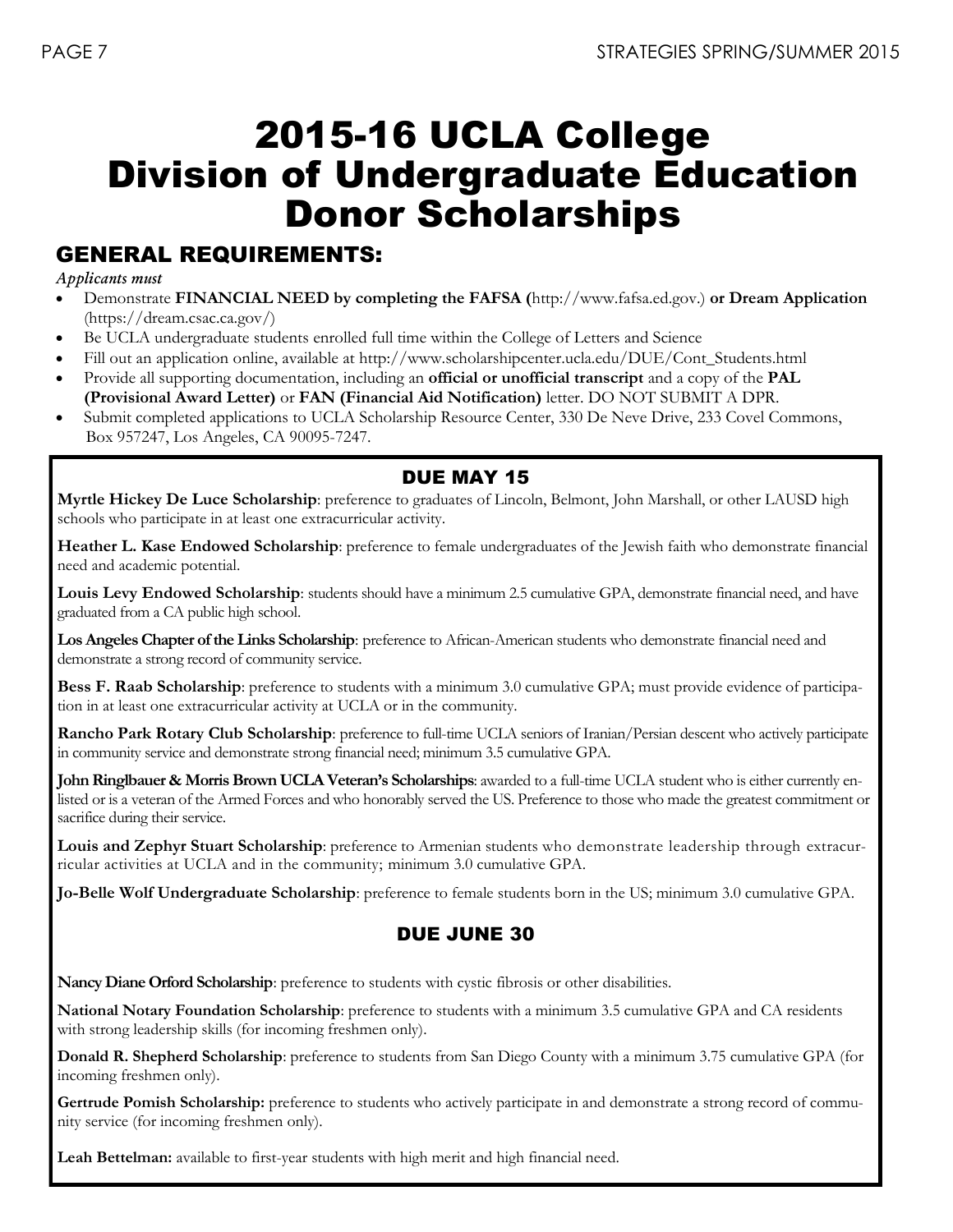# 2015-16 UCLA College Division of Undergraduate Education Donor Scholarships

## GENERAL REQUIREMENTS:

*Applicants must*

- Demonstrate **FINANCIAL NEED by completing the FAFSA (**http://www.fafsa.ed.gov.) **or Dream Application** (https://dream.csac.ca.gov/)
- Be UCLA undergraduate students enrolled full time within the College of Letters and Science
- Fill out an application online, available at http://www.scholarshipcenter.ucla.edu/DUE/Cont_Students.html
- Provide all supporting documentation, including an **official or unofficial transcript** and a copy of the **PAL (Provisional Award Letter)** or **FAN (Financial Aid Notification)** letter. DO NOT SUBMIT A DPR.
- Submit completed applications to UCLA Scholarship Resource Center, 330 De Neve Drive, 233 Covel Commons, Box 957247, Los Angeles, CA 90095-7247.

### DUE MAY 15

**Myrtle Hickey De Luce Scholarship**: preference to graduates of Lincoln, Belmont, John Marshall, or other LAUSD high schools who participate in at least one extracurricular activity.

**Heather L. Kase Endowed Scholarship**: preference to female undergraduates of the Jewish faith who demonstrate financial need and academic potential.

**Louis Levy Endowed Scholarship**: students should have a minimum 2.5 cumulative GPA, demonstrate financial need, and have graduated from a CA public high school.

**Los Angeles Chapter of the Links Scholarship**: preference to African-American students who demonstrate financial need and demonstrate a strong record of community service.

**Bess F. Raab Scholarship**: preference to students with a minimum 3.0 cumulative GPA; must provide evidence of participation in at least one extracurricular activity at UCLA or in the community.

**Rancho Park Rotary Club Scholarship**: preference to full-time UCLA seniors of Iranian/Persian descent who actively participate in community service and demonstrate strong financial need; minimum 3.5 cumulative GPA.

**John Ringlbauer & Morris Brown UCLA Veteran's Scholarships**: awarded to a full-time UCLA student who is either currently enlisted or is a veteran of the Armed Forces and who honorably served the US. Preference to those who made the greatest commitment or sacrifice during their service.

**Louis and Zephyr Stuart Scholarship**: preference to Armenian students who demonstrate leadership through extracurricular activities at UCLA and in the community; minimum 3.0 cumulative GPA.

**Jo-Belle Wolf Undergraduate Scholarship**: preference to female students born in the US; minimum 3.0 cumulative GPA.

### DUE JUNE 30

**Nancy Diane Orford Scholarship**: preference to students with cystic fibrosis or other disabilities.

**National Notary Foundation Scholarship**: preference to students with a minimum 3.5 cumulative GPA and CA residents with strong leadership skills (for incoming freshmen only).

**Donald R. Shepherd Scholarship**: preference to students from San Diego County with a minimum 3.75 cumulative GPA (for incoming freshmen only).

**Gertrude Pomish Scholarship:** preference to students who actively participate in and demonstrate a strong record of community service (for incoming freshmen only).

**Leah Bettelman:** available to first-year students with high merit and high financial need.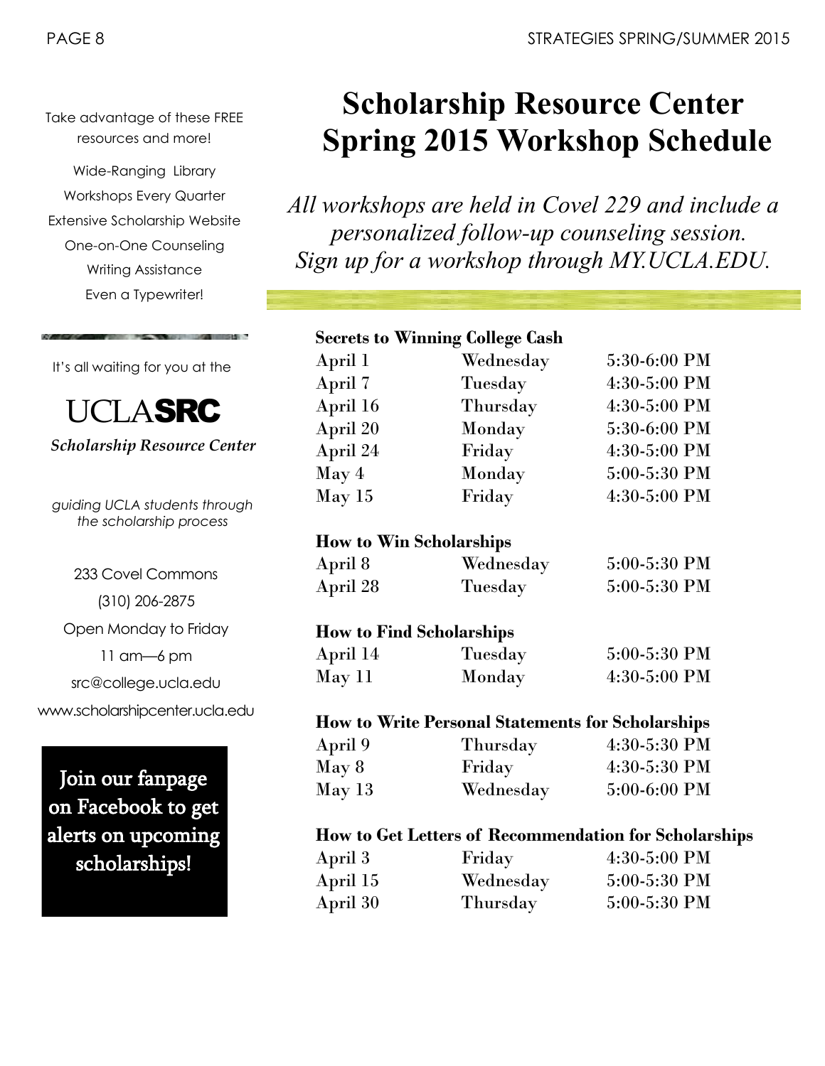Take advantage of these FREE resources and more!

Wide-Ranging Library
Workshops Every Quarter
Extensive Scholarship Website
One-on-One Counseling
Writing Assistance
Even a Typewriter!

It's all waiting for you at the

UCLA**SRC**

***Scholarship Resource Center***

*guiding UCLA students through the scholarship process*

233 Covel Commons
(310) 206-2875
Open Monday to Friday
11 am—6 pm
src@college.ucla.edu
www.scholarshipcenter.ucla.edu

**Join our fanpage on Facebook to get alerts on upcoming scholarships!**

# Scholarship Resource Center Spring 2015 Workshop Schedule

*All workshops are held in Covel 229 and include a personalized follow-up counseling session. Sign up for a workshop through MY.UCLA.EDU.*

**Secrets to Winning College Cash**

| | | |
|---|---|---|
| April 1 | Wednesday | 5:30-6:00 PM |
| April 7 | Tuesday | 4:30-5:00 PM |
| April 16 | Thursday | 4:30-5:00 PM |
| April 20 | Monday | 5:30-6:00 PM |
| April 24 | Friday | 4:30-5:00 PM |
| May 4 | Monday | 5:00-5:30 PM |
| May 15 | Friday | 4:30-5:00 PM |

**How to Win Scholarships**

| | | |
|---|---|---|
| April 8 | Wednesday | 5:00-5:30 PM |
| April 28 | Tuesday | 5:00-5:30 PM |

**How to Find Scholarships**

| | | |
|---|---|---|
| April 14 | Tuesday | 5:00-5:30 PM |
| May 11 | Monday | 4:30-5:00 PM |

**How to Write Personal Statements for Scholarships**

| | | |
|---|---|---|
| April 9 | Thursday | 4:30-5:30 PM |
| May 8 | Friday | 4:30-5:30 PM |
| May 13 | Wednesday | 5:00-6:00 PM |

**How to Get Letters of Recommendation for Scholarships**

| | | |
|---|---|---|
| April 3 | Friday | 4:30-5:00 PM |
| April 15 | Wednesday | 5:00-5:30 PM |
| April 30 | Thursday | 5:00-5:30 PM |